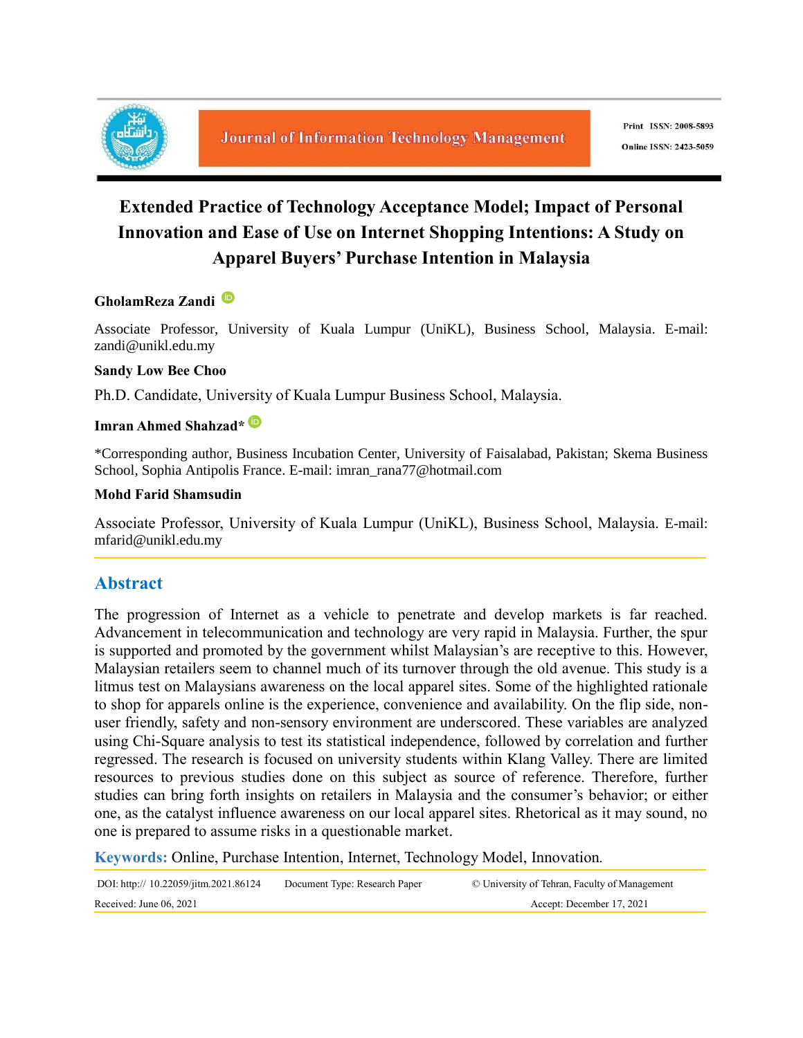# Extended Practice of Technology Acceptance Model; Impact of Personal Innovation and Ease of Use on Internet Shopping Intentions: A Study on Apparel Buyers' Purchase Intention in Malaysia

**GholamReza Zandi**

Associate Professor, University of Kuala Lumpur (UniKL), Business School, Malaysia. E-mail: zandi@unikl.edu.my

**Sandy Low Bee Choo**

Ph.D. Candidate, University of Kuala Lumpur Business School, Malaysia.

**Imran Ahmed Shahzad***

*Corresponding author, Business Incubation Center, University of Faisalabad, Pakistan; Skema Business School, Sophia Antipolis France. E-mail: imran_rana77@hotmail.com

**Mohd Farid Shamsudin**

Associate Professor, University of Kuala Lumpur (UniKL), Business School, Malaysia. E-mail: mfarid@unikl.edu.my

## Abstract

The progression of Internet as a vehicle to penetrate and develop markets is far reached. Advancement in telecommunication and technology are very rapid in Malaysia. Further, the spur is supported and promoted by the government whilst Malaysian's are receptive to this. However, Malaysian retailers seem to channel much of its turnover through the old avenue. This study is a litmus test on Malaysians awareness on the local apparel sites. Some of the highlighted rationale to shop for apparels online is the experience, convenience and availability. On the flip side, non-user friendly, safety and non-sensory environment are underscored. These variables are analyzed using Chi-Square analysis to test its statistical independence, followed by correlation and further regressed. The research is focused on university students within Klang Valley. There are limited resources to previous studies done on this subject as source of reference. Therefore, further studies can bring forth insights on retailers in Malaysia and the consumer's behavior; or either one, as the catalyst influence awareness on our local apparel sites. Rhetorical as it may sound, no one is prepared to assume risks in a questionable market.

**Keywords:** Online, Purchase Intention, Internet, Technology Model, Innovation.

DOI: http:// 10.22059/jitm.2021.86124 Document Type: Research Paper © University of Tehran, Faculty of Management

Received: June 06, 2021 Accept: December 17, 2021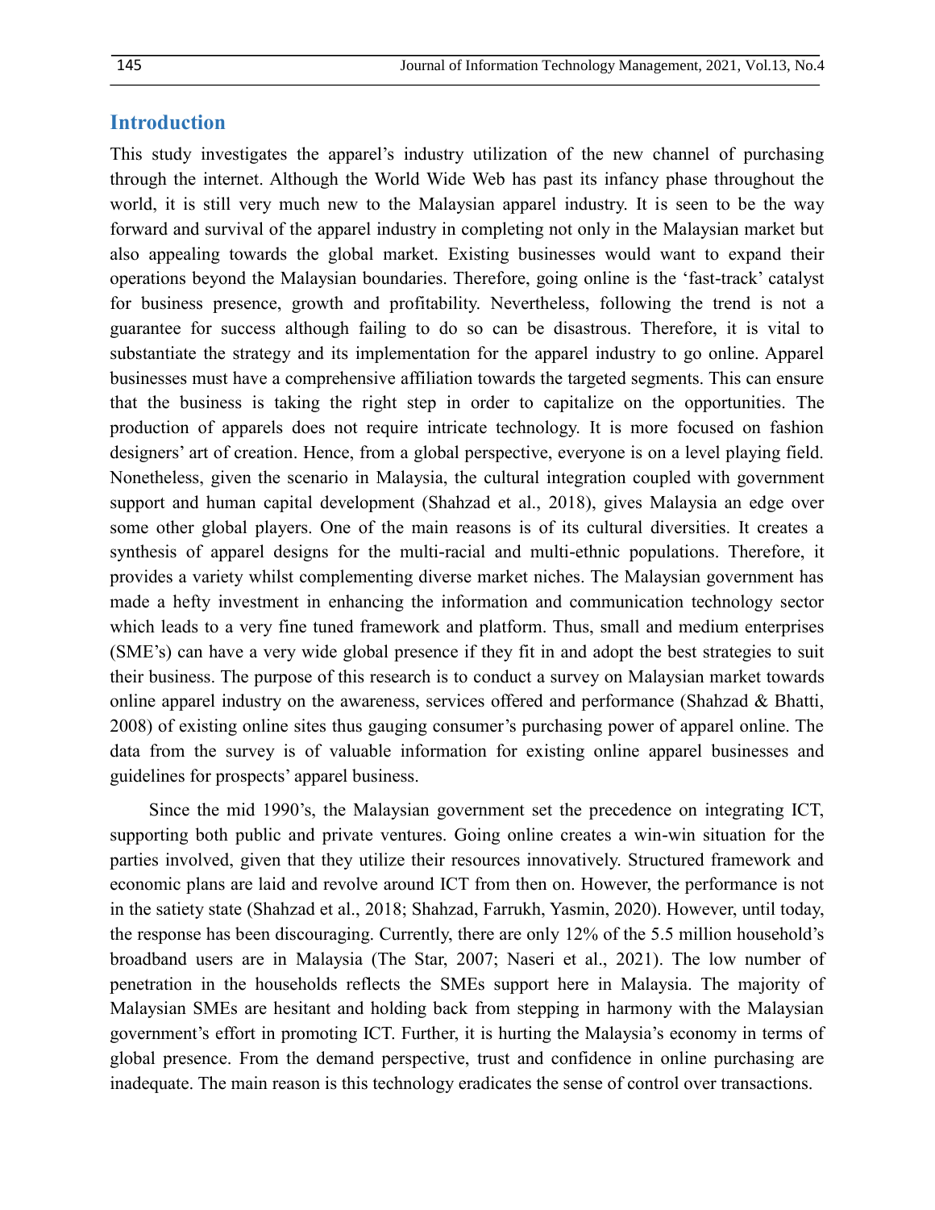## Introduction

This study investigates the apparel's industry utilization of the new channel of purchasing through the internet. Although the World Wide Web has past its infancy phase throughout the world, it is still very much new to the Malaysian apparel industry. It is seen to be the way forward and survival of the apparel industry in completing not only in the Malaysian market but also appealing towards the global market. Existing businesses would want to expand their operations beyond the Malaysian boundaries. Therefore, going online is the 'fast-track' catalyst for business presence, growth and profitability. Nevertheless, following the trend is not a guarantee for success although failing to do so can be disastrous. Therefore, it is vital to substantiate the strategy and its implementation for the apparel industry to go online. Apparel businesses must have a comprehensive affiliation towards the targeted segments. This can ensure that the business is taking the right step in order to capitalize on the opportunities. The production of apparels does not require intricate technology. It is more focused on fashion designers' art of creation. Hence, from a global perspective, everyone is on a level playing field. Nonetheless, given the scenario in Malaysia, the cultural integration coupled with government support and human capital development (Shahzad et al., 2018), gives Malaysia an edge over some other global players. One of the main reasons is of its cultural diversities. It creates a synthesis of apparel designs for the multi-racial and multi-ethnic populations. Therefore, it provides a variety whilst complementing diverse market niches. The Malaysian government has made a hefty investment in enhancing the information and communication technology sector which leads to a very fine tuned framework and platform. Thus, small and medium enterprises (SME's) can have a very wide global presence if they fit in and adopt the best strategies to suit their business. The purpose of this research is to conduct a survey on Malaysian market towards online apparel industry on the awareness, services offered and performance (Shahzad & Bhatti, 2008) of existing online sites thus gauging consumer's purchasing power of apparel online. The data from the survey is of valuable information for existing online apparel businesses and guidelines for prospects' apparel business.

Since the mid 1990's, the Malaysian government set the precedence on integrating ICT, supporting both public and private ventures. Going online creates a win-win situation for the parties involved, given that they utilize their resources innovatively. Structured framework and economic plans are laid and revolve around ICT from then on. However, the performance is not in the satiety state (Shahzad et al., 2018; Shahzad, Farrukh, Yasmin, 2020). However, until today, the response has been discouraging. Currently, there are only 12% of the 5.5 million household's broadband users are in Malaysia (The Star, 2007; Naseri et al., 2021). The low number of penetration in the households reflects the SMEs support here in Malaysia. The majority of Malaysian SMEs are hesitant and holding back from stepping in harmony with the Malaysian government's effort in promoting ICT. Further, it is hurting the Malaysia's economy in terms of global presence. From the demand perspective, trust and confidence in online purchasing are inadequate. The main reason is this technology eradicates the sense of control over transactions.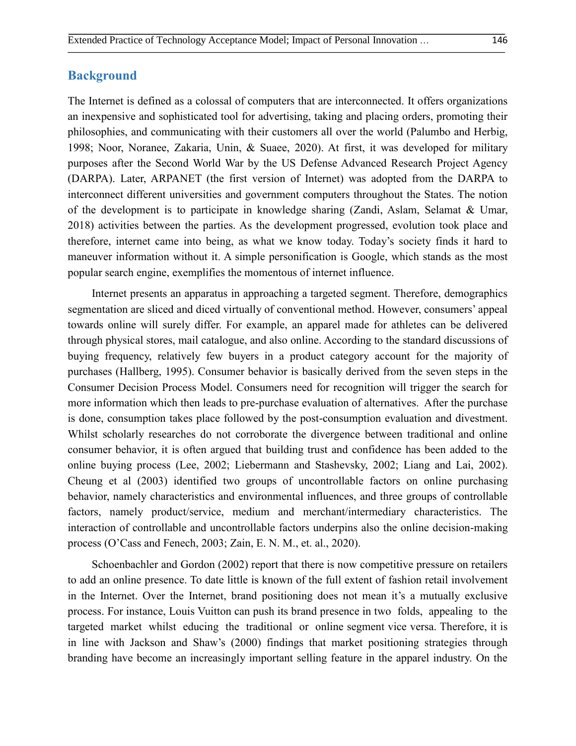## Background

The Internet is defined as a colossal of computers that are interconnected. It offers organizations an inexpensive and sophisticated tool for advertising, taking and placing orders, promoting their philosophies, and communicating with their customers all over the world (Palumbo and Herbig, 1998; Noor, Noranee, Zakaria, Unin, & Suaee, 2020). At first, it was developed for military purposes after the Second World War by the US Defense Advanced Research Project Agency (DARPA). Later, ARPANET (the first version of Internet) was adopted from the DARPA to interconnect different universities and government computers throughout the States. The notion of the development is to participate in knowledge sharing (Zandi, Aslam, Selamat & Umar, 2018) activities between the parties. As the development progressed, evolution took place and therefore, internet came into being, as what we know today. Today's society finds it hard to maneuver information without it. A simple personification is Google, which stands as the most popular search engine, exemplifies the momentous of internet influence.

Internet presents an apparatus in approaching a targeted segment. Therefore, demographics segmentation are sliced and diced virtually of conventional method. However, consumers' appeal towards online will surely differ. For example, an apparel made for athletes can be delivered through physical stores, mail catalogue, and also online. According to the standard discussions of buying frequency, relatively few buyers in a product category account for the majority of purchases (Hallberg, 1995). Consumer behavior is basically derived from the seven steps in the Consumer Decision Process Model. Consumers need for recognition will trigger the search for more information which then leads to pre-purchase evaluation of alternatives. After the purchase is done, consumption takes place followed by the post-consumption evaluation and divestment. Whilst scholarly researches do not corroborate the divergence between traditional and online consumer behavior, it is often argued that building trust and confidence has been added to the online buying process (Lee, 2002; Liebermann and Stashevsky, 2002; Liang and Lai, 2002). Cheung et al (2003) identified two groups of uncontrollable factors on online purchasing behavior, namely characteristics and environmental influences, and three groups of controllable factors, namely product/service, medium and merchant/intermediary characteristics. The interaction of controllable and uncontrollable factors underpins also the online decision-making process (O'Cass and Fenech, 2003; Zain, E. N. M., et. al., 2020).

Schoenbachler and Gordon (2002) report that there is now competitive pressure on retailers to add an online presence. To date little is known of the full extent of fashion retail involvement in the Internet. Over the Internet, brand positioning does not mean it's a mutually exclusive process. For instance, Louis Vuitton can push its brand presence in two folds, appealing to the targeted market whilst educing the traditional or online segment vice versa. Therefore, it is in line with Jackson and Shaw's (2000) findings that market positioning strategies through branding have become an increasingly important selling feature in the apparel industry. On the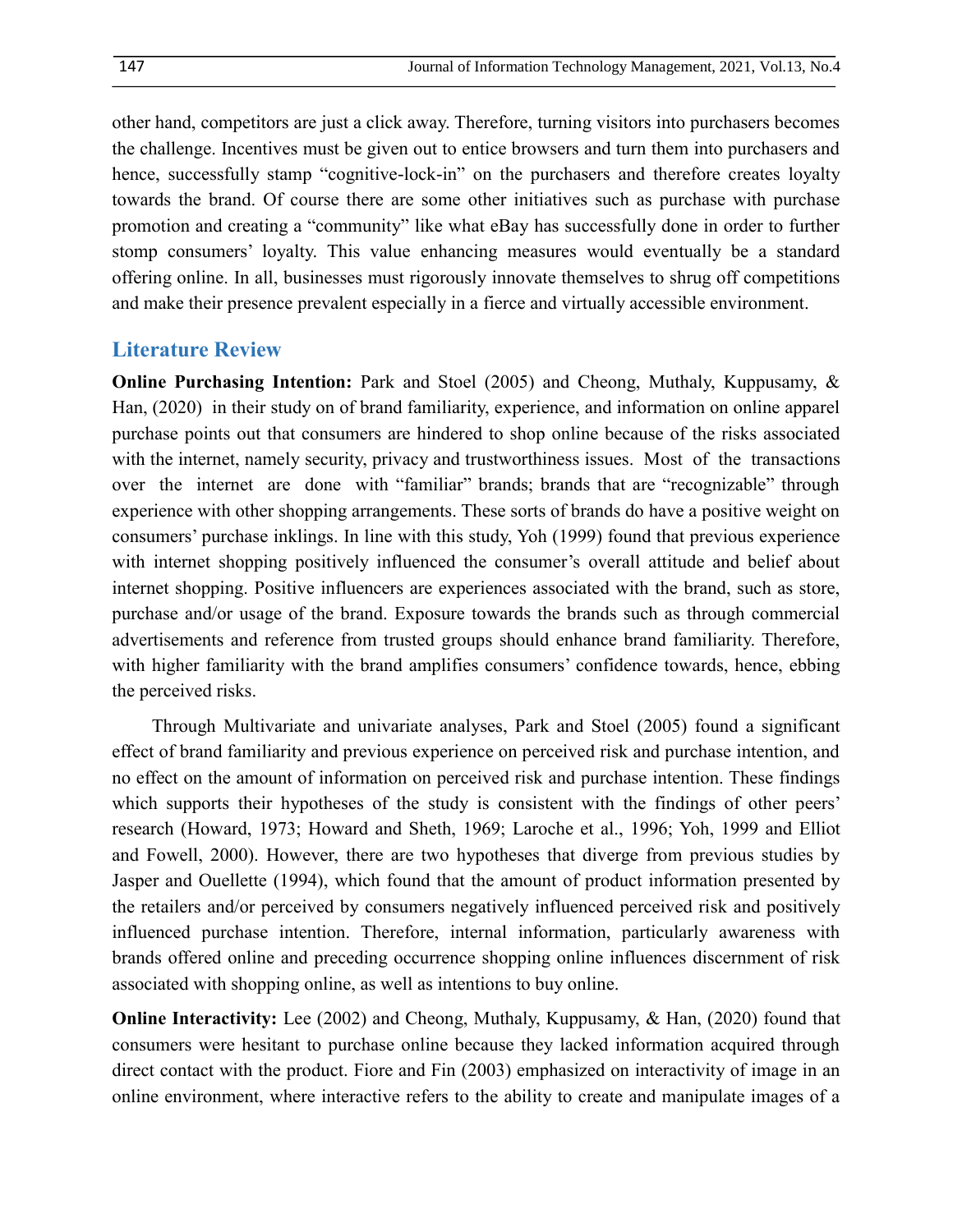other hand, competitors are just a click away. Therefore, turning visitors into purchasers becomes the challenge. Incentives must be given out to entice browsers and turn them into purchasers and hence, successfully stamp "cognitive-lock-in" on the purchasers and therefore creates loyalty towards the brand. Of course there are some other initiatives such as purchase with purchase promotion and creating a "community" like what eBay has successfully done in order to further stomp consumers' loyalty. This value enhancing measures would eventually be a standard offering online. In all, businesses must rigorously innovate themselves to shrug off competitions and make their presence prevalent especially in a fierce and virtually accessible environment.

## Literature Review

**Online Purchasing Intention:** Park and Stoel (2005) and Cheong, Muthaly, Kuppusamy, & Han, (2020) in their study on of brand familiarity, experience, and information on online apparel purchase points out that consumers are hindered to shop online because of the risks associated with the internet, namely security, privacy and trustworthiness issues. Most of the transactions over the internet are done with "familiar" brands; brands that are "recognizable" through experience with other shopping arrangements. These sorts of brands do have a positive weight on consumers' purchase inklings. In line with this study, Yoh (1999) found that previous experience with internet shopping positively influenced the consumer's overall attitude and belief about internet shopping. Positive influencers are experiences associated with the brand, such as store, purchase and/or usage of the brand. Exposure towards the brands such as through commercial advertisements and reference from trusted groups should enhance brand familiarity. Therefore, with higher familiarity with the brand amplifies consumers' confidence towards, hence, ebbing the perceived risks.

Through Multivariate and univariate analyses, Park and Stoel (2005) found a significant effect of brand familiarity and previous experience on perceived risk and purchase intention, and no effect on the amount of information on perceived risk and purchase intention. These findings which supports their hypotheses of the study is consistent with the findings of other peers' research (Howard, 1973; Howard and Sheth, 1969; Laroche et al., 1996; Yoh, 1999 and Elliot and Fowell, 2000). However, there are two hypotheses that diverge from previous studies by Jasper and Ouellette (1994), which found that the amount of product information presented by the retailers and/or perceived by consumers negatively influenced perceived risk and positively influenced purchase intention. Therefore, internal information, particularly awareness with brands offered online and preceding occurrence shopping online influences discernment of risk associated with shopping online, as well as intentions to buy online.

**Online Interactivity:** Lee (2002) and Cheong, Muthaly, Kuppusamy, & Han, (2020) found that consumers were hesitant to purchase online because they lacked information acquired through direct contact with the product. Fiore and Fin (2003) emphasized on interactivity of image in an online environment, where interactive refers to the ability to create and manipulate images of a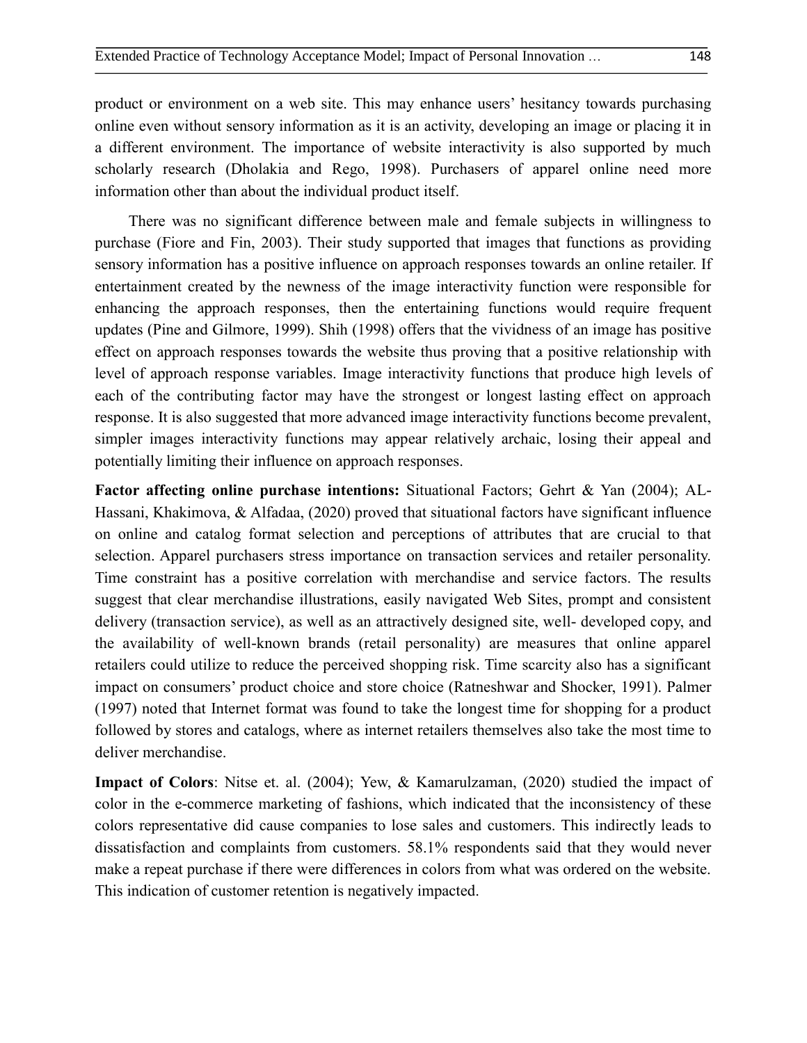product or environment on a web site. This may enhance users' hesitancy towards purchasing online even without sensory information as it is an activity, developing an image or placing it in a different environment. The importance of website interactivity is also supported by much scholarly research (Dholakia and Rego, 1998). Purchasers of apparel online need more information other than about the individual product itself.

There was no significant difference between male and female subjects in willingness to purchase (Fiore and Fin, 2003). Their study supported that images that functions as providing sensory information has a positive influence on approach responses towards an online retailer. If entertainment created by the newness of the image interactivity function were responsible for enhancing the approach responses, then the entertaining functions would require frequent updates (Pine and Gilmore, 1999). Shih (1998) offers that the vividness of an image has positive effect on approach responses towards the website thus proving that a positive relationship with level of approach response variables. Image interactivity functions that produce high levels of each of the contributing factor may have the strongest or longest lasting effect on approach response. It is also suggested that more advanced image interactivity functions become prevalent, simpler images interactivity functions may appear relatively archaic, losing their appeal and potentially limiting their influence on approach responses.

**Factor affecting online purchase intentions:** Situational Factors; Gehrt & Yan (2004); AL-Hassani, Khakimova, & Alfadaa, (2020) proved that situational factors have significant influence on online and catalog format selection and perceptions of attributes that are crucial to that selection. Apparel purchasers stress importance on transaction services and retailer personality. Time constraint has a positive correlation with merchandise and service factors. The results suggest that clear merchandise illustrations, easily navigated Web Sites, prompt and consistent delivery (transaction service), as well as an attractively designed site, well- developed copy, and the availability of well-known brands (retail personality) are measures that online apparel retailers could utilize to reduce the perceived shopping risk. Time scarcity also has a significant impact on consumers' product choice and store choice (Ratneshwar and Shocker, 1991). Palmer (1997) noted that Internet format was found to take the longest time for shopping for a product followed by stores and catalogs, where as internet retailers themselves also take the most time to deliver merchandise.

**Impact of Colors**: Nitse et. al. (2004); Yew, & Kamarulzaman, (2020) studied the impact of color in the e-commerce marketing of fashions, which indicated that the inconsistency of these colors representative did cause companies to lose sales and customers. This indirectly leads to dissatisfaction and complaints from customers. 58.1% respondents said that they would never make a repeat purchase if there were differences in colors from what was ordered on the website. This indication of customer retention is negatively impacted.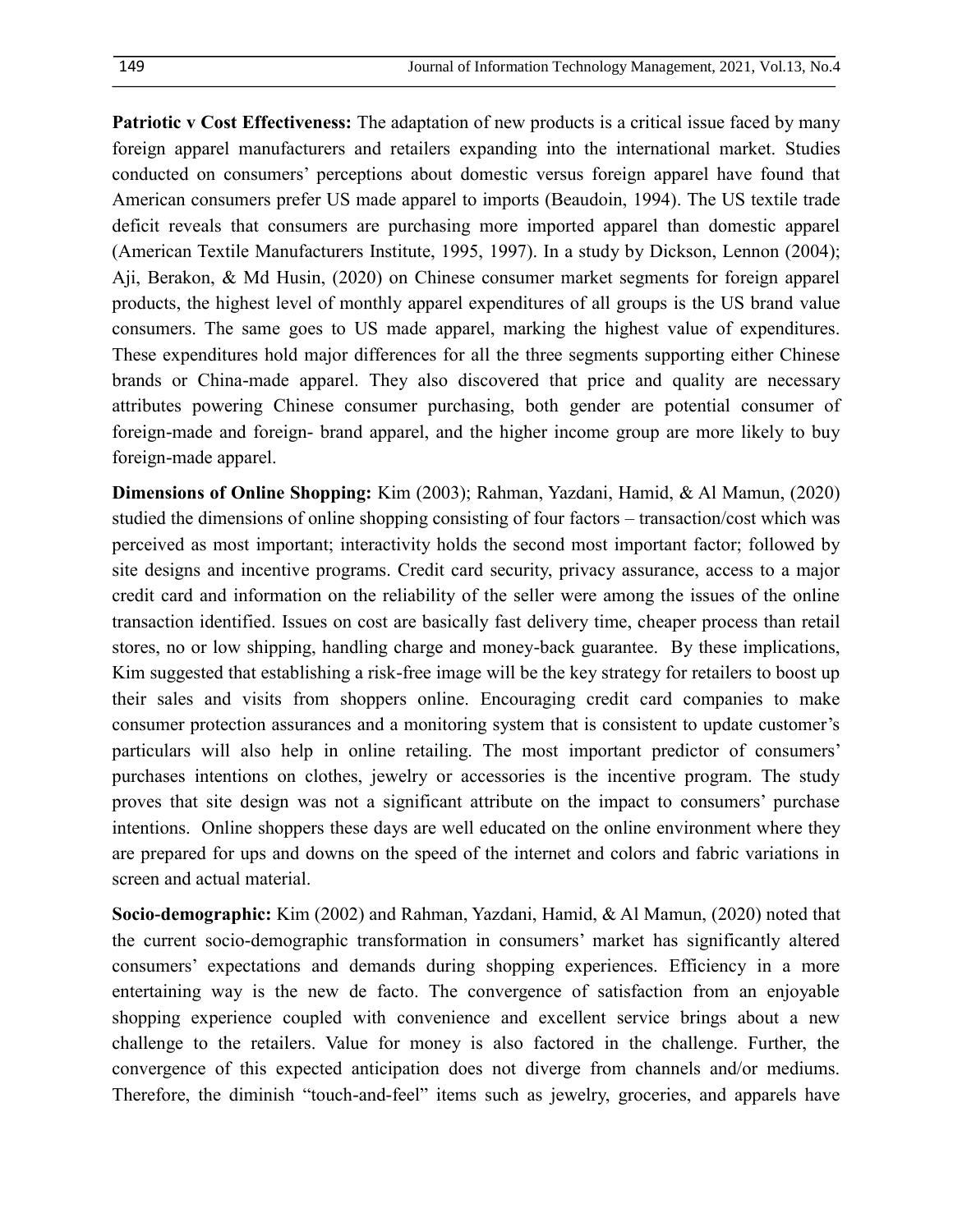**Patriotic v Cost Effectiveness:** The adaptation of new products is a critical issue faced by many foreign apparel manufacturers and retailers expanding into the international market. Studies conducted on consumers' perceptions about domestic versus foreign apparel have found that American consumers prefer US made apparel to imports (Beaudoin, 1994). The US textile trade deficit reveals that consumers are purchasing more imported apparel than domestic apparel (American Textile Manufacturers Institute, 1995, 1997). In a study by Dickson, Lennon (2004); Aji, Berakon, & Md Husin, (2020) on Chinese consumer market segments for foreign apparel products, the highest level of monthly apparel expenditures of all groups is the US brand value consumers. The same goes to US made apparel, marking the highest value of expenditures. These expenditures hold major differences for all the three segments supporting either Chinese brands or China-made apparel. They also discovered that price and quality are necessary attributes powering Chinese consumer purchasing, both gender are potential consumer of foreign-made and foreign- brand apparel, and the higher income group are more likely to buy foreign-made apparel.

**Dimensions of Online Shopping:** Kim (2003); Rahman, Yazdani, Hamid, & Al Mamun, (2020) studied the dimensions of online shopping consisting of four factors – transaction/cost which was perceived as most important; interactivity holds the second most important factor; followed by site designs and incentive programs. Credit card security, privacy assurance, access to a major credit card and information on the reliability of the seller were among the issues of the online transaction identified. Issues on cost are basically fast delivery time, cheaper process than retail stores, no or low shipping, handling charge and money-back guarantee. By these implications, Kim suggested that establishing a risk-free image will be the key strategy for retailers to boost up their sales and visits from shoppers online. Encouraging credit card companies to make consumer protection assurances and a monitoring system that is consistent to update customer's particulars will also help in online retailing. The most important predictor of consumers' purchases intentions on clothes, jewelry or accessories is the incentive program. The study proves that site design was not a significant attribute on the impact to consumers' purchase intentions. Online shoppers these days are well educated on the online environment where they are prepared for ups and downs on the speed of the internet and colors and fabric variations in screen and actual material.

**Socio-demographic:** Kim (2002) and Rahman, Yazdani, Hamid, & Al Mamun, (2020) noted that the current socio-demographic transformation in consumers' market has significantly altered consumers' expectations and demands during shopping experiences. Efficiency in a more entertaining way is the new de facto. The convergence of satisfaction from an enjoyable shopping experience coupled with convenience and excellent service brings about a new challenge to the retailers. Value for money is also factored in the challenge. Further, the convergence of this expected anticipation does not diverge from channels and/or mediums. Therefore, the diminish "touch-and-feel" items such as jewelry, groceries, and apparels have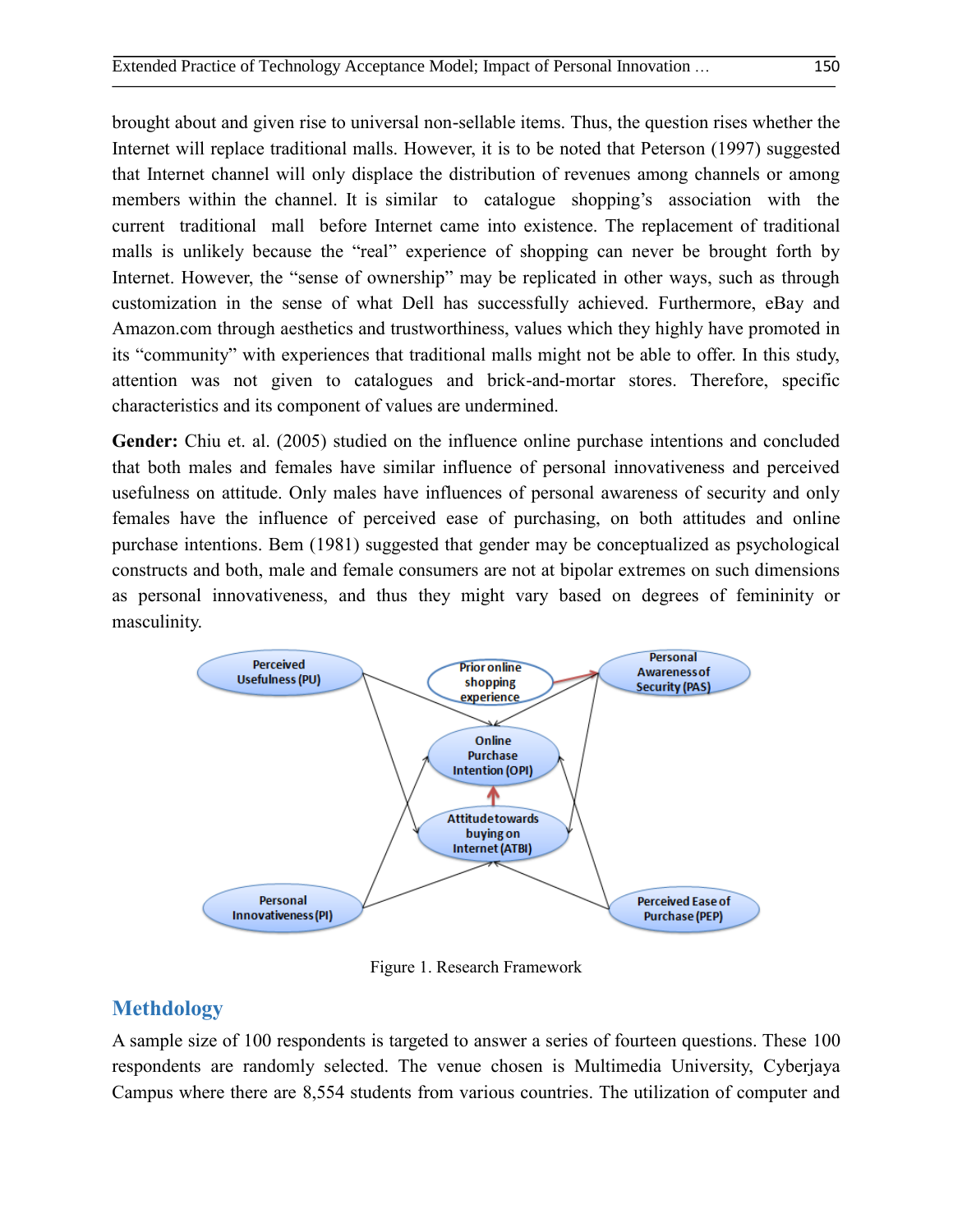brought about and given rise to universal non-sellable items. Thus, the question rises whether the Internet will replace traditional malls. However, it is to be noted that Peterson (1997) suggested that Internet channel will only displace the distribution of revenues among channels or among members within the channel. It is similar to catalogue shopping's association with the current traditional mall before Internet came into existence. The replacement of traditional malls is unlikely because the "real" experience of shopping can never be brought forth by Internet. However, the "sense of ownership" may be replicated in other ways, such as through customization in the sense of what Dell has successfully achieved. Furthermore, eBay and Amazon.com through aesthetics and trustworthiness, values which they highly have promoted in its "community" with experiences that traditional malls might not be able to offer. In this study, attention was not given to catalogues and brick-and-mortar stores. Therefore, specific characteristics and its component of values are undermined.

**Gender:** Chiu et. al. (2005) studied on the influence online purchase intentions and concluded that both males and females have similar influence of personal innovativeness and perceived usefulness on attitude. Only males have influences of personal awareness of security and only females have the influence of perceived ease of purchasing, on both attitudes and online purchase intentions. Bem (1981) suggested that gender may be conceptualized as psychological constructs and both, male and female consumers are not at bipolar extremes on such dimensions as personal innovativeness, and thus they might vary based on degrees of femininity or masculinity.

Figure 1. Research Framework

## Methdology

A sample size of 100 respondents is targeted to answer a series of fourteen questions. These 100 respondents are randomly selected. The venue chosen is Multimedia University, Cyberjaya Campus where there are 8,554 students from various countries. The utilization of computer and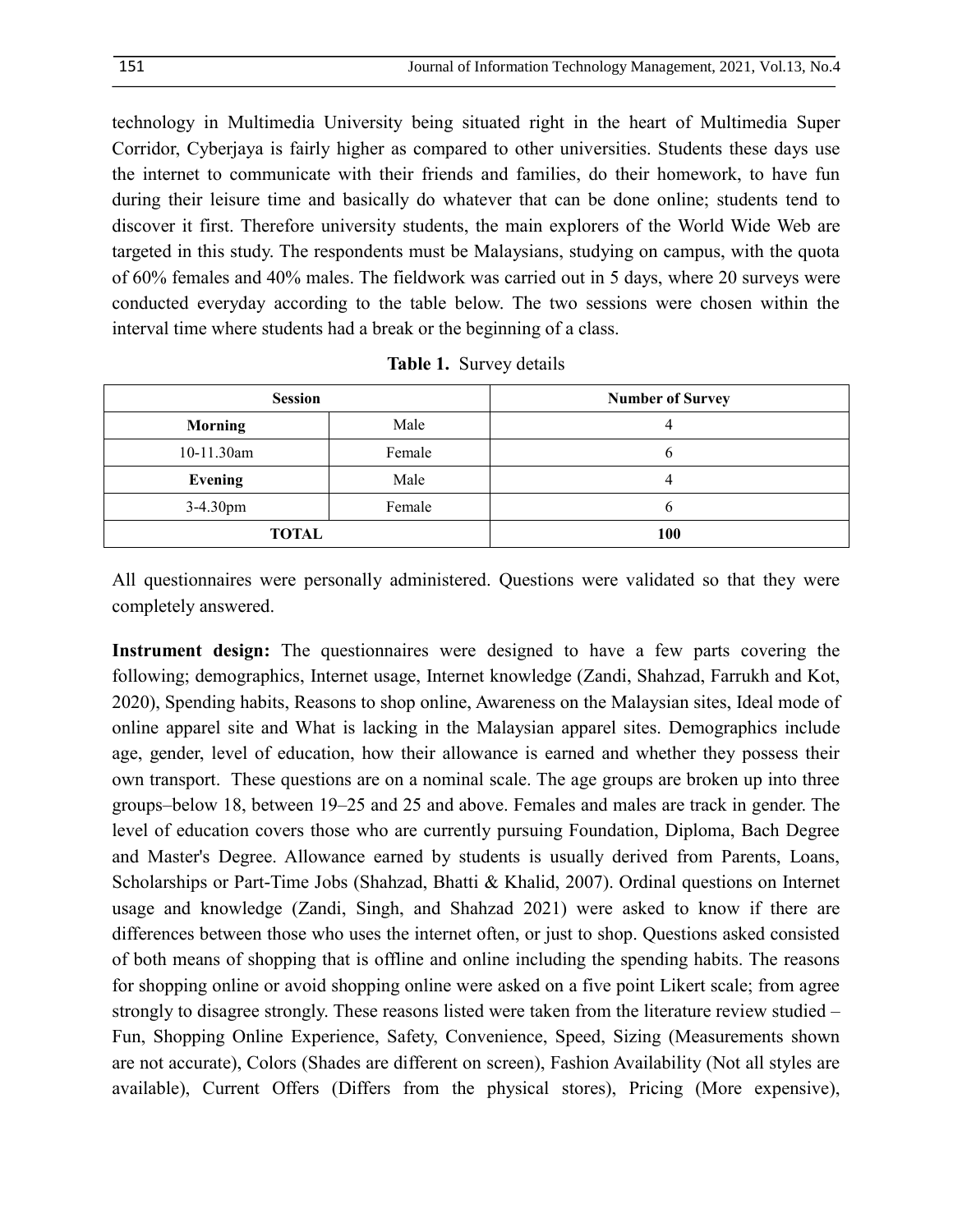technology in Multimedia University being situated right in the heart of Multimedia Super Corridor, Cyberjaya is fairly higher as compared to other universities. Students these days use the internet to communicate with their friends and families, do their homework, to have fun during their leisure time and basically do whatever that can be done online; students tend to discover it first. Therefore university students, the main explorers of the World Wide Web are targeted in this study. The respondents must be Malaysians, studying on campus, with the quota of 60% females and 40% males. The fieldwork was carried out in 5 days, where 20 surveys were conducted everyday according to the table below. The two sessions were chosen within the interval time where students had a break or the beginning of a class.

**Table 1.** Survey details

| Session | | Number of Survey |
|---|---|---|
| **Morning** | Male | 4 |
| 10-11.30am | Female | 6 |
| **Evening** | Male | 4 |
| 3-4.30pm | Female | 6 |
| **TOTAL** | | **100** |

All questionnaires were personally administered. Questions were validated so that they were completely answered.

**Instrument design:** The questionnaires were designed to have a few parts covering the following; demographics, Internet usage, Internet knowledge (Zandi, Shahzad, Farrukh and Kot, 2020), Spending habits, Reasons to shop online, Awareness on the Malaysian sites, Ideal mode of online apparel site and What is lacking in the Malaysian apparel sites. Demographics include age, gender, level of education, how their allowance is earned and whether they possess their own transport. These questions are on a nominal scale. The age groups are broken up into three groups–below 18, between 19–25 and 25 and above. Females and males are track in gender. The level of education covers those who are currently pursuing Foundation, Diploma, Bach Degree and Master's Degree. Allowance earned by students is usually derived from Parents, Loans, Scholarships or Part-Time Jobs (Shahzad, Bhatti & Khalid, 2007). Ordinal questions on Internet usage and knowledge (Zandi, Singh, and Shahzad 2021) were asked to know if there are differences between those who uses the internet often, or just to shop. Questions asked consisted of both means of shopping that is offline and online including the spending habits. The reasons for shopping online or avoid shopping online were asked on a five point Likert scale; from agree strongly to disagree strongly. These reasons listed were taken from the literature review studied – Fun, Shopping Online Experience, Safety, Convenience, Speed, Sizing (Measurements shown are not accurate), Colors (Shades are different on screen), Fashion Availability (Not all styles are available), Current Offers (Differs from the physical stores), Pricing (More expensive),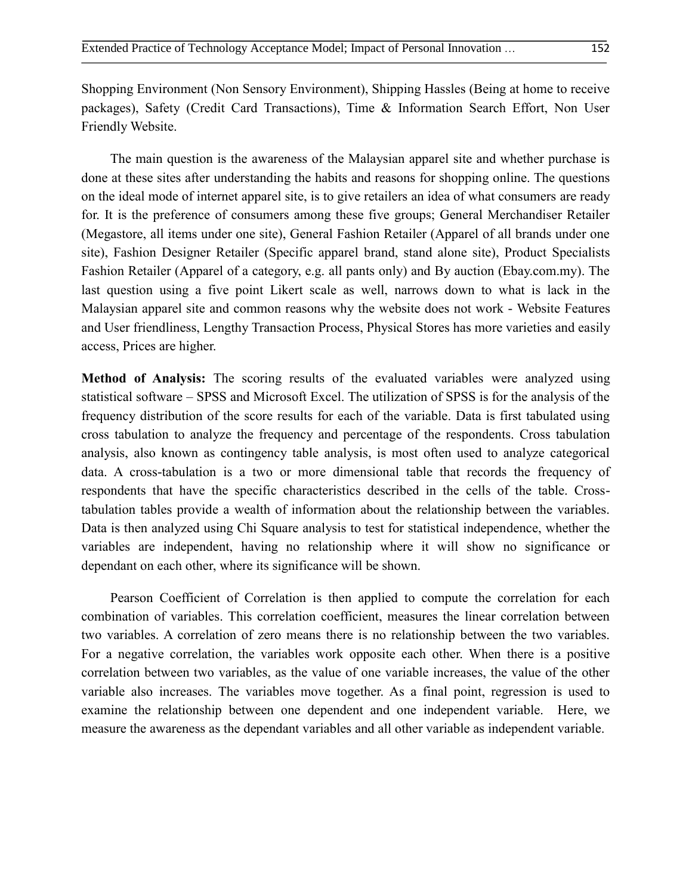Shopping Environment (Non Sensory Environment), Shipping Hassles (Being at home to receive packages), Safety (Credit Card Transactions), Time & Information Search Effort, Non User Friendly Website.

The main question is the awareness of the Malaysian apparel site and whether purchase is done at these sites after understanding the habits and reasons for shopping online. The questions on the ideal mode of internet apparel site, is to give retailers an idea of what consumers are ready for. It is the preference of consumers among these five groups; General Merchandiser Retailer (Megastore, all items under one site), General Fashion Retailer (Apparel of all brands under one site), Fashion Designer Retailer (Specific apparel brand, stand alone site), Product Specialists Fashion Retailer (Apparel of a category, e.g. all pants only) and By auction (Ebay.com.my). The last question using a five point Likert scale as well, narrows down to what is lack in the Malaysian apparel site and common reasons why the website does not work - Website Features and User friendliness, Lengthy Transaction Process, Physical Stores has more varieties and easily access, Prices are higher.

**Method of Analysis:** The scoring results of the evaluated variables were analyzed using statistical software – SPSS and Microsoft Excel. The utilization of SPSS is for the analysis of the frequency distribution of the score results for each of the variable. Data is first tabulated using cross tabulation to analyze the frequency and percentage of the respondents. Cross tabulation analysis, also known as contingency table analysis, is most often used to analyze categorical data. A cross-tabulation is a two or more dimensional table that records the frequency of respondents that have the specific characteristics described in the cells of the table. Cross-tabulation tables provide a wealth of information about the relationship between the variables. Data is then analyzed using Chi Square analysis to test for statistical independence, whether the variables are independent, having no relationship where it will show no significance or dependant on each other, where its significance will be shown.

Pearson Coefficient of Correlation is then applied to compute the correlation for each combination of variables. This correlation coefficient, measures the linear correlation between two variables. A correlation of zero means there is no relationship between the two variables. For a negative correlation, the variables work opposite each other. When there is a positive correlation between two variables, as the value of one variable increases, the value of the other variable also increases. The variables move together. As a final point, regression is used to examine the relationship between one dependent and one independent variable. Here, we measure the awareness as the dependant variables and all other variable as independent variable.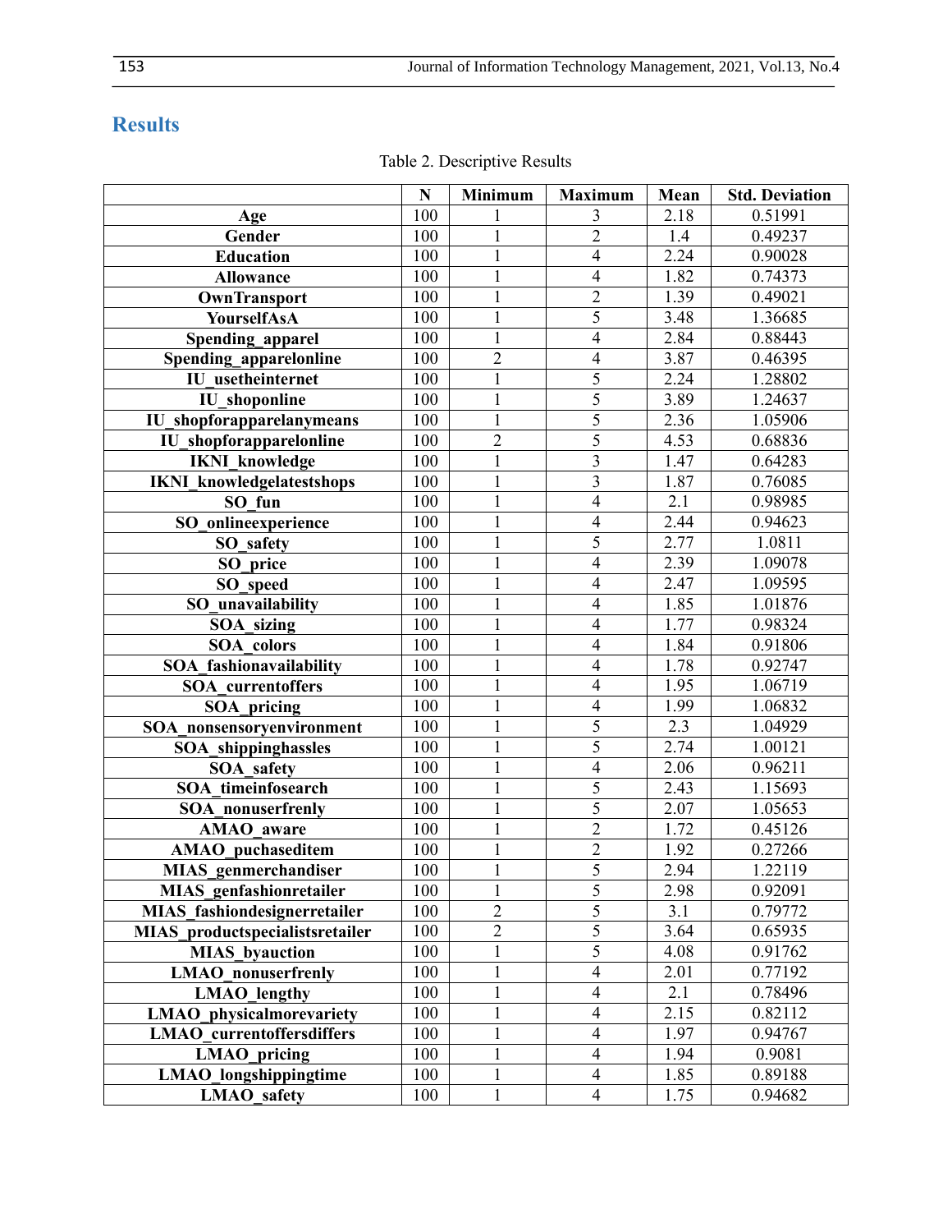## Results

Table 2. Descriptive Results

| | N | Minimum | Maximum | Mean | Std. Deviation |
|---|---|---|---|---|---|
| **Age** | 100 | 1 | 3 | 2.18 | 0.51991 |
| **Gender** | 100 | 1 | 2 | 1.4 | 0.49237 |
| **Education** | 100 | 1 | 4 | 2.24 | 0.90028 |
| **Allowance** | 100 | 1 | 4 | 1.82 | 0.74373 |
| **OwnTransport** | 100 | 1 | 2 | 1.39 | 0.49021 |
| **YourselfAsA** | 100 | 1 | 5 | 3.48 | 1.36685 |
| **Spending_apparel** | 100 | 1 | 4 | 2.84 | 0.88443 |
| **Spending_apparelonline** | 100 | 2 | 4 | 3.87 | 0.46395 |
| **IU_usetheinternet** | 100 | 1 | 5 | 2.24 | 1.28802 |
| **IU_shoponline** | 100 | 1 | 5 | 3.89 | 1.24637 |
| **IU_shopforapparelanymeans** | 100 | 1 | 5 | 2.36 | 1.05906 |
| **IU_shopforapparelonline** | 100 | 2 | 5 | 4.53 | 0.68836 |
| **IKNI_knowledge** | 100 | 1 | 3 | 1.47 | 0.64283 |
| **IKNI_knowledgelatestshops** | 100 | 1 | 3 | 1.87 | 0.76085 |
| **SO_fun** | 100 | 1 | 4 | 2.1 | 0.98985 |
| **SO_onlineexperience** | 100 | 1 | 4 | 2.44 | 0.94623 |
| **SO_safety** | 100 | 1 | 5 | 2.77 | 1.0811 |
| **SO_price** | 100 | 1 | 4 | 2.39 | 1.09078 |
| **SO_speed** | 100 | 1 | 4 | 2.47 | 1.09595 |
| **SO_unavailability** | 100 | 1 | 4 | 1.85 | 1.01876 |
| **SOA_sizing** | 100 | 1 | 4 | 1.77 | 0.98324 |
| **SOA_colors** | 100 | 1 | 4 | 1.84 | 0.91806 |
| **SOA_fashionavailability** | 100 | 1 | 4 | 1.78 | 0.92747 |
| **SOA_currentoffers** | 100 | 1 | 4 | 1.95 | 1.06719 |
| **SOA_pricing** | 100 | 1 | 4 | 1.99 | 1.06832 |
| **SOA_nonsensoryenvironment** | 100 | 1 | 5 | 2.3 | 1.04929 |
| **SOA_shippinghassles** | 100 | 1 | 5 | 2.74 | 1.00121 |
| **SOA_safety** | 100 | 1 | 4 | 2.06 | 0.96211 |
| **SOA_timeinfosearch** | 100 | 1 | 5 | 2.43 | 1.15693 |
| **SOA_nonuserfrenly** | 100 | 1 | 5 | 2.07 | 1.05653 |
| **AMAO_aware** | 100 | 1 | 2 | 1.72 | 0.45126 |
| **AMAO_puchaseditem** | 100 | 1 | 2 | 1.92 | 0.27266 |
| **MIAS_genmerchandiser** | 100 | 1 | 5 | 2.94 | 1.22119 |
| **MIAS_genfashionretailer** | 100 | 1 | 5 | 2.98 | 0.92091 |
| **MIAS_fashiondesignerretailer** | 100 | 2 | 5 | 3.1 | 0.79772 |
| **MIAS_productspecialistsretailer** | 100 | 2 | 5 | 3.64 | 0.65935 |
| **MIAS_byauction** | 100 | 1 | 5 | 4.08 | 0.91762 |
| **LMAO_nonuserfrenly** | 100 | 1 | 4 | 2.01 | 0.77192 |
| **LMAO_lengthy** | 100 | 1 | 4 | 2.1 | 0.78496 |
| **LMAO_physicalmorevariety** | 100 | 1 | 4 | 2.15 | 0.82112 |
| **LMAO_currentoffersdiffers** | 100 | 1 | 4 | 1.97 | 0.94767 |
| **LMAO_pricing** | 100 | 1 | 4 | 1.94 | 0.9081 |
| **LMAO_longshippingtime** | 100 | 1 | 4 | 1.85 | 0.89188 |
| **LMAO_safety** | 100 | 1 | 4 | 1.75 | 0.94682 |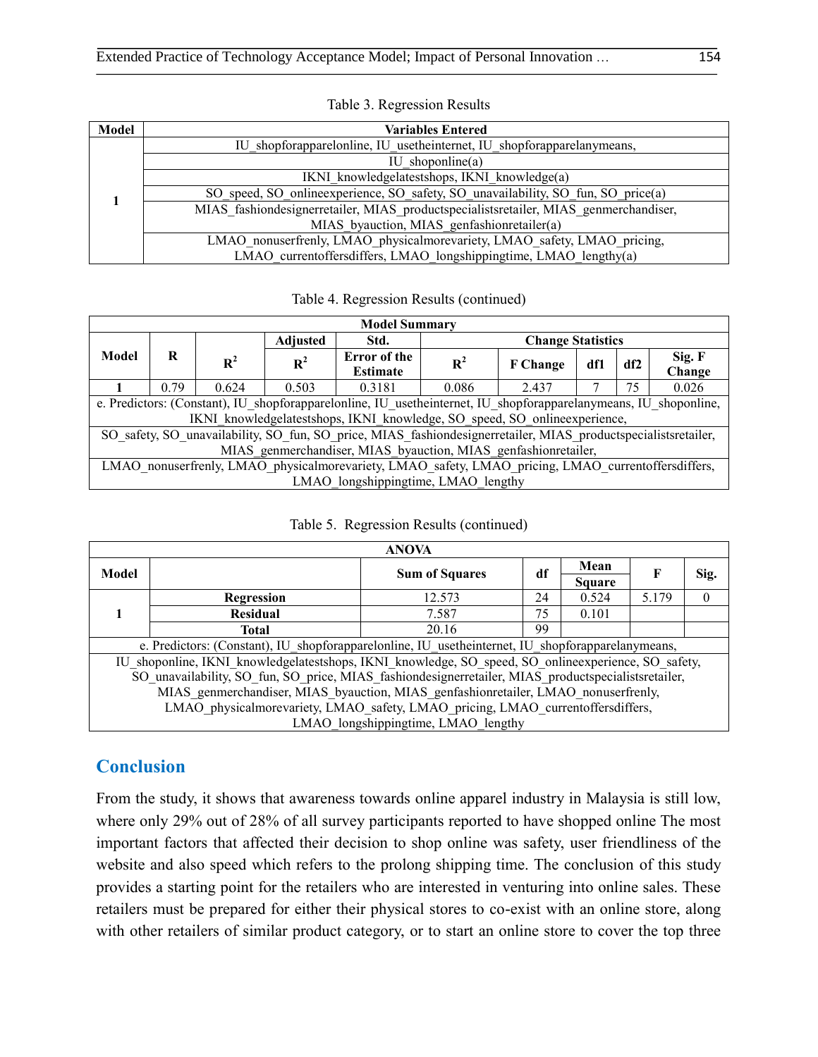Table 3. Regression Results

| Model | Variables Entered |
|---|---|
| 1 | IU_shopforapparelonline, IU_usetheinternet, IU_shopforapparelanymeans, |
| | IU_shoponline(a) |
| | IKNI_knowledgelatestshops, IKNI_knowledge(a) |
| | SO_speed, SO_onlineexperience, SO_safety, SO_unavailability, SO_fun, SO_price(a) |
| | MIAS_fashiondesignerretailer, MIAS_productspecialistsretailer, MIAS_genmerchandiser, MIAS_byauction, MIAS_genfashionretailer(a) |
| | LMAO_nonuserfrenly, LMAO_physicalmorevariety, LMAO_safety, LMAO_pricing, LMAO_currentoffersdiffers, LMAO_longshippingtime, LMAO_lengthy(a) |

Table 4. Regression Results (continued)

| Model Summary | | | | | | | | | |
|---|---|---|---|---|---|---|---|---|---|
| | | | | | Change Statistics | | | | |
| Model | R | $R^2$ | Adjusted $R^2$ | Std. Error of the Estimate | $R^2$ | F Change | df1 | df2 | Sig. F Change |
| 1 | 0.79 | 0.624 | 0.503 | 0.3181 | 0.086 | 2.437 | 7 | 75 | 0.026 |

e. Predictors: (Constant), IU_shopforapparelonline, IU_usetheinternet, IU_shopforapparelanymeans, IU_shoponline, IKNI_knowledgelatestshops, IKNI_knowledge, SO_speed, SO_onlineexperience, SO_safety, SO_unavailability, SO_fun, SO_price, MIAS_fashiondesignerretailer, MIAS_productspecialistsretailer, MIAS_genmerchandiser, MIAS_byauction, MIAS_genfashionretailer, LMAO_nonuserfrenly, LMAO_physicalmorevariety, LMAO_safety, LMAO_pricing, LMAO_currentoffersdiffers, LMAO_longshippingtime, LMAO_lengthy

Table 5. Regression Results (continued)

| ANOVA | | | | | | |
|---|---|---|---|---|---|---|
| Model | | Sum of Squares | df | Mean Square | F | Sig. |
| 1 | Regression | 12.573 | 24 | 0.524 | 5.179 | 0 |
| | Residual | 7.587 | 75 | 0.101 | | |
| | Total | 20.16 | 99 | | | |

e. Predictors: (Constant), IU_shopforapparelonline, IU_usetheinternet, IU_shopforapparelanymeans, IU_shoponline, IKNI_knowledgelatestshops, IKNI_knowledge, SO_speed, SO_onlineexperience, SO_safety, SO_unavailability, SO_fun, SO_price, MIAS_fashiondesignerretailer, MIAS_productspecialistsretailer, MIAS_genmerchandiser, MIAS_byauction, MIAS_genfashionretailer, LMAO_nonuserfrenly, LMAO_physicalmorevariety, LMAO_safety, LMAO_pricing, LMAO_currentoffersdiffers, LMAO_longshippingtime, LMAO_lengthy

## Conclusion

From the study, it shows that awareness towards online apparel industry in Malaysia is still low, where only 29% out of 28% of all survey participants reported to have shopped online The most important factors that affected their decision to shop online was safety, user friendliness of the website and also speed which refers to the prolong shipping time. The conclusion of this study provides a starting point for the retailers who are interested in venturing into online sales. These retailers must be prepared for either their physical stores to co-exist with an online store, along with other retailers of similar product category, or to start an online store to cover the top three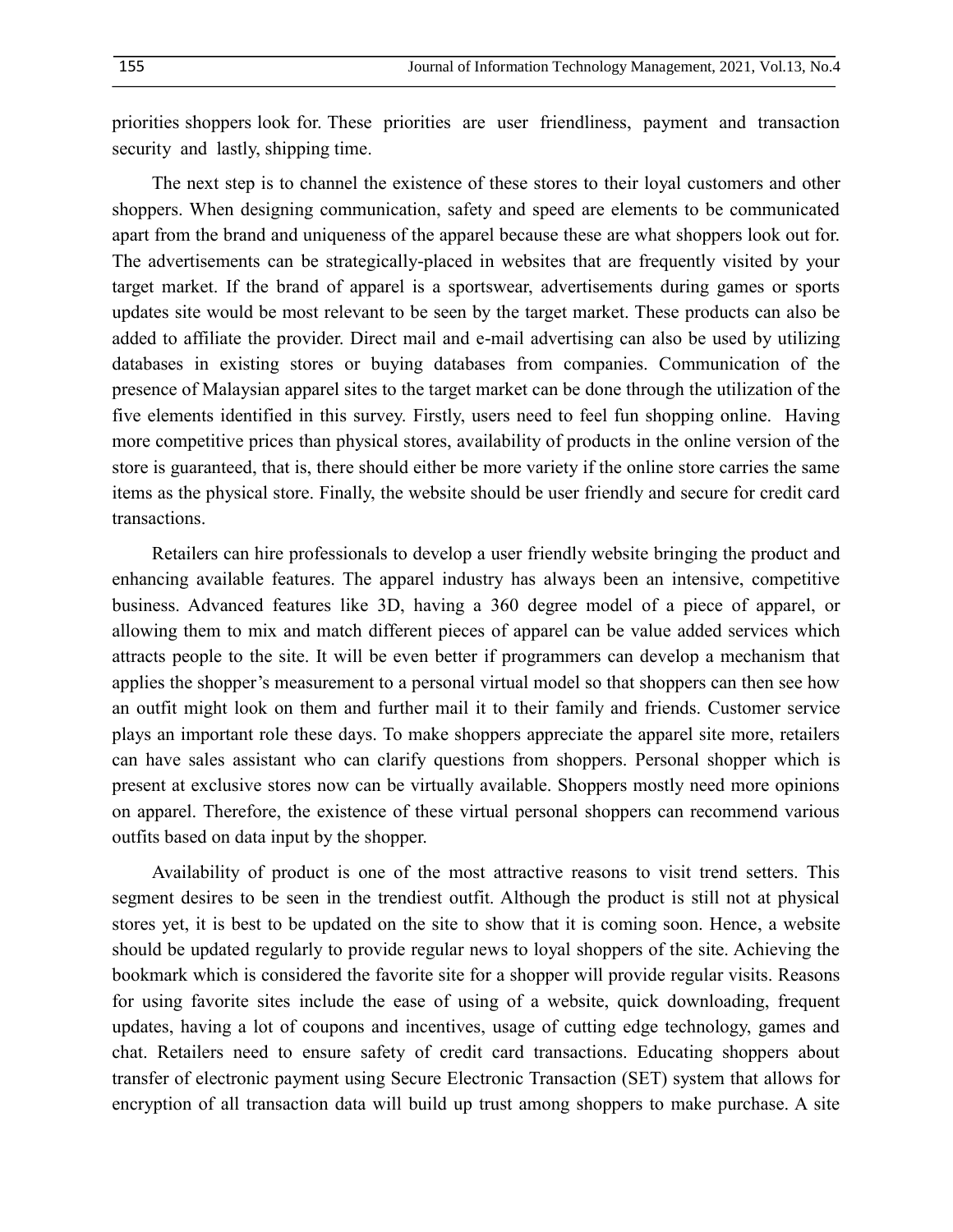priorities shoppers look for. These priorities are user friendliness, payment and transaction security and lastly, shipping time.

The next step is to channel the existence of these stores to their loyal customers and other shoppers. When designing communication, safety and speed are elements to be communicated apart from the brand and uniqueness of the apparel because these are what shoppers look out for. The advertisements can be strategically-placed in websites that are frequently visited by your target market. If the brand of apparel is a sportswear, advertisements during games or sports updates site would be most relevant to be seen by the target market. These products can also be added to affiliate the provider. Direct mail and e-mail advertising can also be used by utilizing databases in existing stores or buying databases from companies. Communication of the presence of Malaysian apparel sites to the target market can be done through the utilization of the five elements identified in this survey. Firstly, users need to feel fun shopping online. Having more competitive prices than physical stores, availability of products in the online version of the store is guaranteed, that is, there should either be more variety if the online store carries the same items as the physical store. Finally, the website should be user friendly and secure for credit card transactions.

Retailers can hire professionals to develop a user friendly website bringing the product and enhancing available features. The apparel industry has always been an intensive, competitive business. Advanced features like 3D, having a 360 degree model of a piece of apparel, or allowing them to mix and match different pieces of apparel can be value added services which attracts people to the site. It will be even better if programmers can develop a mechanism that applies the shopper's measurement to a personal virtual model so that shoppers can then see how an outfit might look on them and further mail it to their family and friends. Customer service plays an important role these days. To make shoppers appreciate the apparel site more, retailers can have sales assistant who can clarify questions from shoppers. Personal shopper which is present at exclusive stores now can be virtually available. Shoppers mostly need more opinions on apparel. Therefore, the existence of these virtual personal shoppers can recommend various outfits based on data input by the shopper.

Availability of product is one of the most attractive reasons to visit trend setters. This segment desires to be seen in the trendiest outfit. Although the product is still not at physical stores yet, it is best to be updated on the site to show that it is coming soon. Hence, a website should be updated regularly to provide regular news to loyal shoppers of the site. Achieving the bookmark which is considered the favorite site for a shopper will provide regular visits. Reasons for using favorite sites include the ease of using of a website, quick downloading, frequent updates, having a lot of coupons and incentives, usage of cutting edge technology, games and chat. Retailers need to ensure safety of credit card transactions. Educating shoppers about transfer of electronic payment using Secure Electronic Transaction (SET) system that allows for encryption of all transaction data will build up trust among shoppers to make purchase. A site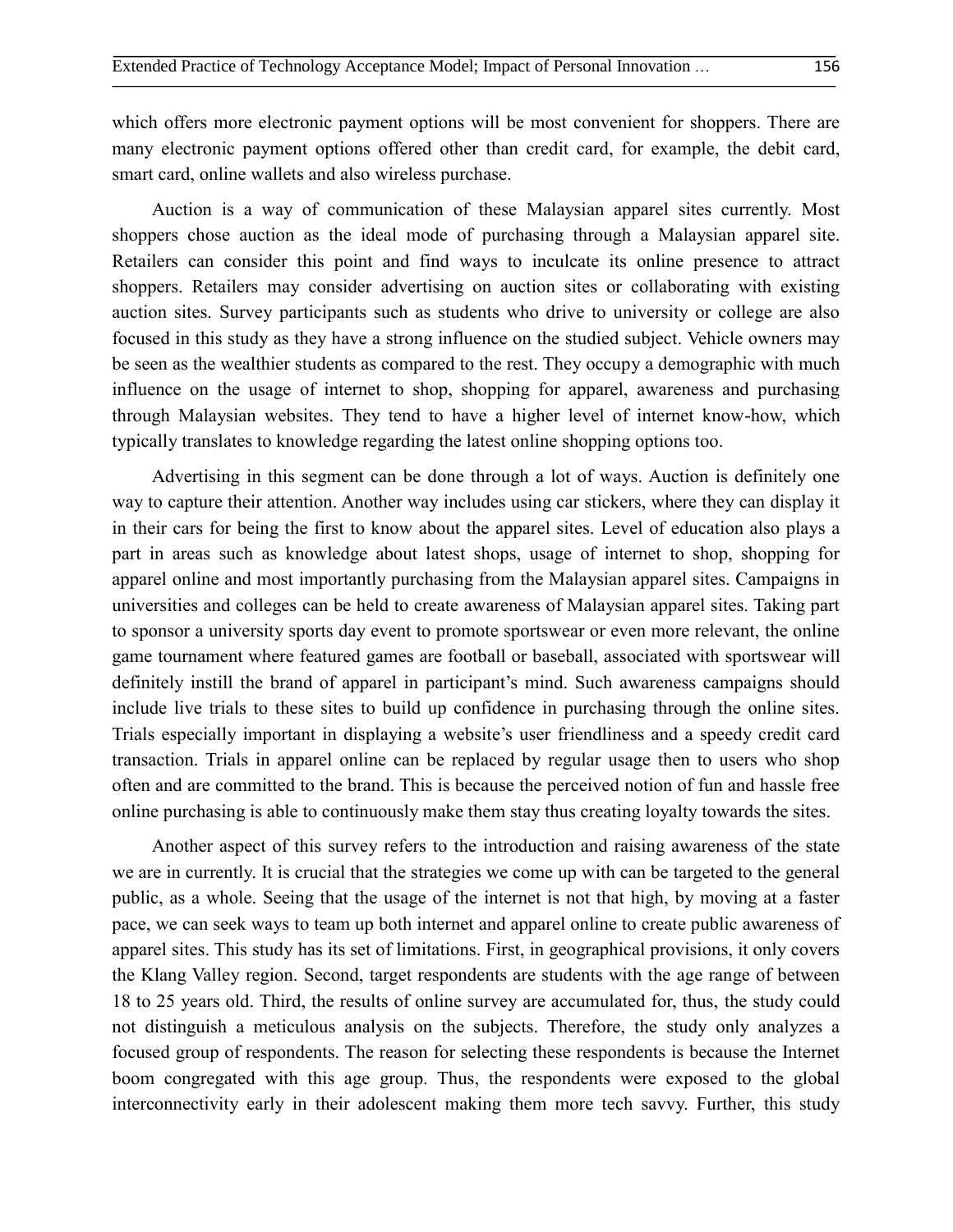which offers more electronic payment options will be most convenient for shoppers. There are many electronic payment options offered other than credit card, for example, the debit card, smart card, online wallets and also wireless purchase.

Auction is a way of communication of these Malaysian apparel sites currently. Most shoppers chose auction as the ideal mode of purchasing through a Malaysian apparel site. Retailers can consider this point and find ways to inculcate its online presence to attract shoppers. Retailers may consider advertising on auction sites or collaborating with existing auction sites. Survey participants such as students who drive to university or college are also focused in this study as they have a strong influence on the studied subject. Vehicle owners may be seen as the wealthier students as compared to the rest. They occupy a demographic with much influence on the usage of internet to shop, shopping for apparel, awareness and purchasing through Malaysian websites. They tend to have a higher level of internet know-how, which typically translates to knowledge regarding the latest online shopping options too.

Advertising in this segment can be done through a lot of ways. Auction is definitely one way to capture their attention. Another way includes using car stickers, where they can display it in their cars for being the first to know about the apparel sites. Level of education also plays a part in areas such as knowledge about latest shops, usage of internet to shop, shopping for apparel online and most importantly purchasing from the Malaysian apparel sites. Campaigns in universities and colleges can be held to create awareness of Malaysian apparel sites. Taking part to sponsor a university sports day event to promote sportswear or even more relevant, the online game tournament where featured games are football or baseball, associated with sportswear will definitely instill the brand of apparel in participant's mind. Such awareness campaigns should include live trials to these sites to build up confidence in purchasing through the online sites. Trials especially important in displaying a website's user friendliness and a speedy credit card transaction. Trials in apparel online can be replaced by regular usage then to users who shop often and are committed to the brand. This is because the perceived notion of fun and hassle free online purchasing is able to continuously make them stay thus creating loyalty towards the sites.

Another aspect of this survey refers to the introduction and raising awareness of the state we are in currently. It is crucial that the strategies we come up with can be targeted to the general public, as a whole. Seeing that the usage of the internet is not that high, by moving at a faster pace, we can seek ways to team up both internet and apparel online to create public awareness of apparel sites. This study has its set of limitations. First, in geographical provisions, it only covers the Klang Valley region. Second, target respondents are students with the age range of between 18 to 25 years old. Third, the results of online survey are accumulated for, thus, the study could not distinguish a meticulous analysis on the subjects. Therefore, the study only analyzes a focused group of respondents. The reason for selecting these respondents is because the Internet boom congregated with this age group. Thus, the respondents were exposed to the global interconnectivity early in their adolescent making them more tech savvy. Further, this study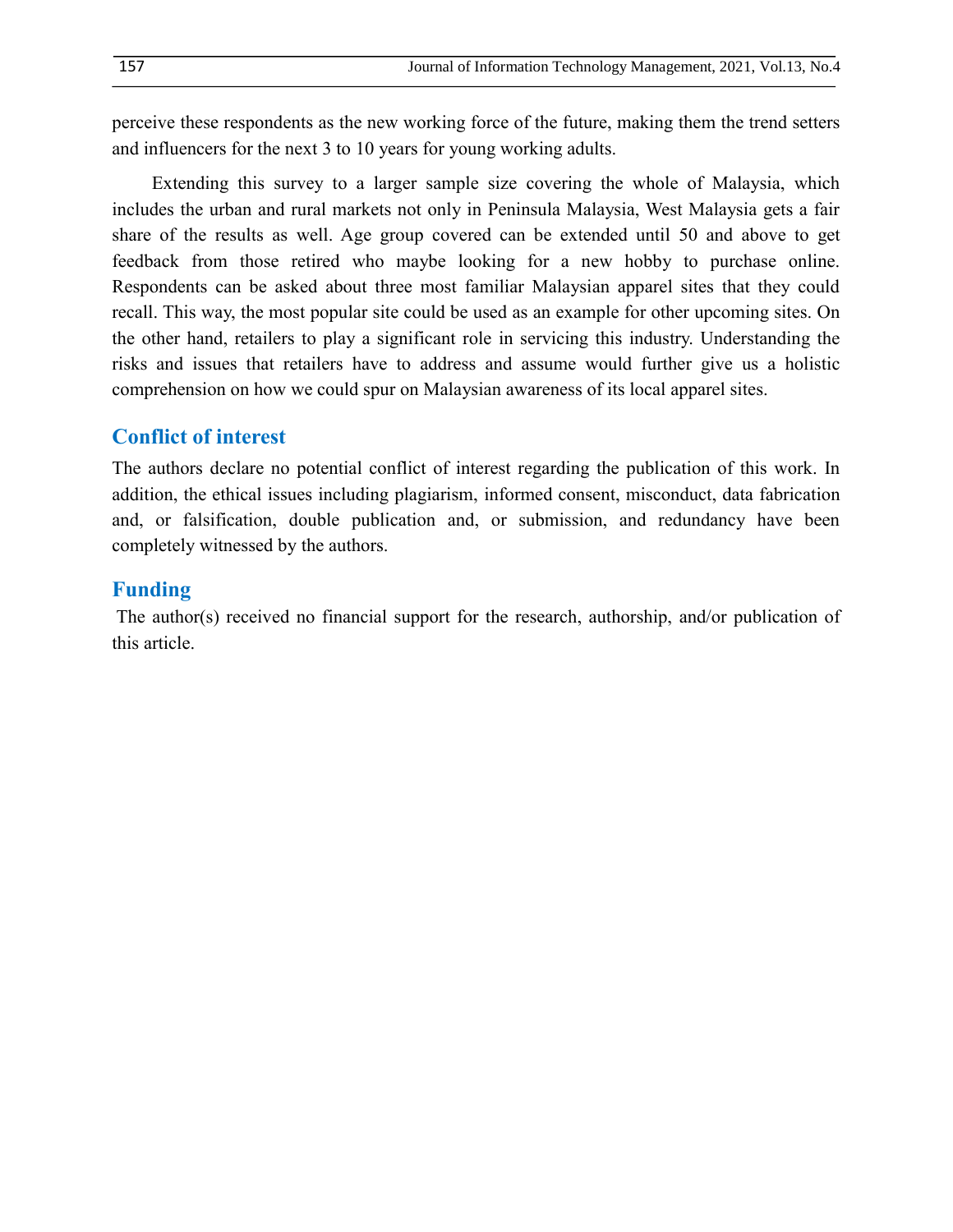perceive these respondents as the new working force of the future, making them the trend setters and influencers for the next 3 to 10 years for young working adults.

Extending this survey to a larger sample size covering the whole of Malaysia, which includes the urban and rural markets not only in Peninsula Malaysia, West Malaysia gets a fair share of the results as well. Age group covered can be extended until 50 and above to get feedback from those retired who maybe looking for a new hobby to purchase online. Respondents can be asked about three most familiar Malaysian apparel sites that they could recall. This way, the most popular site could be used as an example for other upcoming sites. On the other hand, retailers to play a significant role in servicing this industry. Understanding the risks and issues that retailers have to address and assume would further give us a holistic comprehension on how we could spur on Malaysian awareness of its local apparel sites.

## Conflict of interest

The authors declare no potential conflict of interest regarding the publication of this work. In addition, the ethical issues including plagiarism, informed consent, misconduct, data fabrication and, or falsification, double publication and, or submission, and redundancy have been completely witnessed by the authors.

## Funding

The author(s) received no financial support for the research, authorship, and/or publication of this article.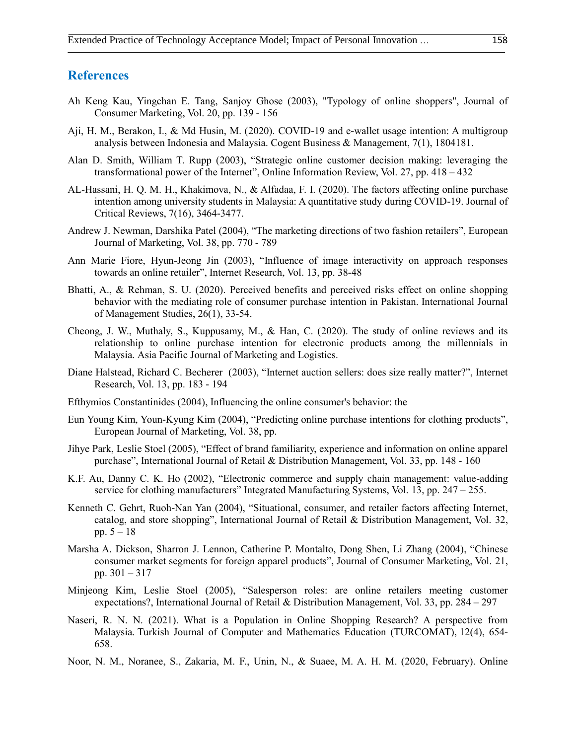## References

Ah Keng Kau, Yingchan E. Tang, Sanjoy Ghose (2003), "Typology of online shoppers", Journal of Consumer Marketing, Vol. 20, pp. 139 - 156

Aji, H. M., Berakon, I., & Md Husin, M. (2020). COVID-19 and e-wallet usage intention: A multigroup analysis between Indonesia and Malaysia. Cogent Business & Management, 7(1), 1804181.

Alan D. Smith, William T. Rupp (2003), "Strategic online customer decision making: leveraging the transformational power of the Internet", Online Information Review, Vol. 27, pp. 418 – 432

AL-Hassani, H. Q. M. H., Khakimova, N., & Alfadaa, F. I. (2020). The factors affecting online purchase intention among university students in Malaysia: A quantitative study during COVID-19. Journal of Critical Reviews, 7(16), 3464-3477.

Andrew J. Newman, Darshika Patel (2004), "The marketing directions of two fashion retailers", European Journal of Marketing, Vol. 38, pp. 770 - 789

Ann Marie Fiore, Hyun-Jeong Jin (2003), "Influence of image interactivity on approach responses towards an online retailer", Internet Research, Vol. 13, pp. 38-48

Bhatti, A., & Rehman, S. U. (2020). Perceived benefits and perceived risks effect on online shopping behavior with the mediating role of consumer purchase intention in Pakistan. International Journal of Management Studies, 26(1), 33-54.

Cheong, J. W., Muthaly, S., Kuppusamy, M., & Han, C. (2020). The study of online reviews and its relationship to online purchase intention for electronic products among the millennials in Malaysia. Asia Pacific Journal of Marketing and Logistics.

Diane Halstead, Richard C. Becherer (2003), "Internet auction sellers: does size really matter?", Internet Research, Vol. 13, pp. 183 - 194

Efthymios Constantinides (2004), Influencing the online consumer's behavior: the

Eun Young Kim, Youn-Kyung Kim (2004), "Predicting online purchase intentions for clothing products", European Journal of Marketing, Vol. 38, pp.

Jihye Park, Leslie Stoel (2005), "Effect of brand familiarity, experience and information on online apparel purchase", International Journal of Retail & Distribution Management, Vol. 33, pp. 148 - 160

K.F. Au, Danny C. K. Ho (2002), "Electronic commerce and supply chain management: value-adding service for clothing manufacturers" Integrated Manufacturing Systems, Vol. 13, pp. 247 – 255.

Kenneth C. Gehrt, Ruoh-Nan Yan (2004), "Situational, consumer, and retailer factors affecting Internet, catalog, and store shopping", International Journal of Retail & Distribution Management, Vol. 32, pp. 5 – 18

Marsha A. Dickson, Sharron J. Lennon, Catherine P. Montalto, Dong Shen, Li Zhang (2004), "Chinese consumer market segments for foreign apparel products", Journal of Consumer Marketing, Vol. 21, pp. 301 – 317

Minjeong Kim, Leslie Stoel (2005), "Salesperson roles: are online retailers meeting customer expectations?, International Journal of Retail & Distribution Management, Vol. 33, pp. 284 – 297

Naseri, R. N. N. (2021). What is a Population in Online Shopping Research? A perspective from Malaysia. Turkish Journal of Computer and Mathematics Education (TURCOMAT), 12(4), 654-658.

Noor, N. M., Noranee, S., Zakaria, M. F., Unin, N., & Suaee, M. A. H. M. (2020, February). Online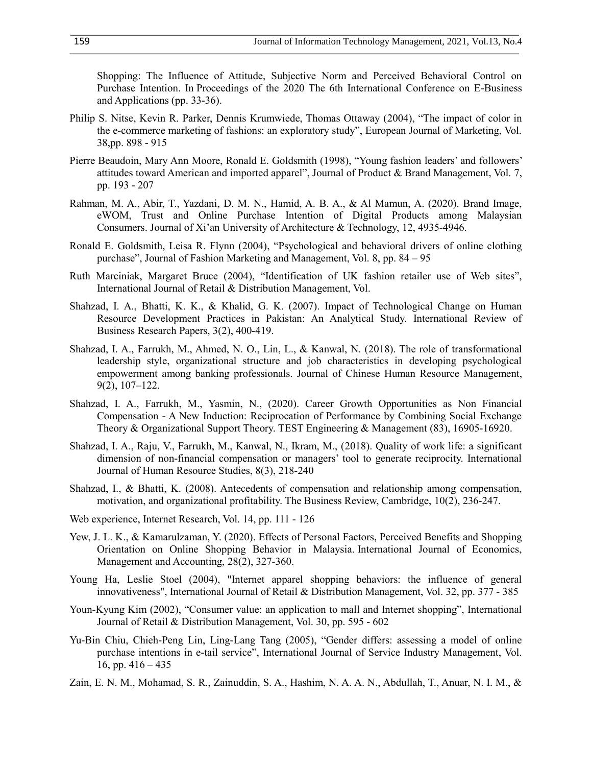Shopping: The Influence of Attitude, Subjective Norm and Perceived Behavioral Control on Purchase Intention. In Proceedings of the 2020 The 6th International Conference on E-Business and Applications (pp. 33-36).

Philip S. Nitse, Kevin R. Parker, Dennis Krumwiede, Thomas Ottaway (2004), "The impact of color in the e-commerce marketing of fashions: an exploratory study", European Journal of Marketing, Vol. 38,pp. 898 - 915

Pierre Beaudoin, Mary Ann Moore, Ronald E. Goldsmith (1998), "Young fashion leaders' and followers' attitudes toward American and imported apparel", Journal of Product & Brand Management, Vol. 7, pp. 193 - 207

Rahman, M. A., Abir, T., Yazdani, D. M. N., Hamid, A. B. A., & Al Mamun, A. (2020). Brand Image, eWOM, Trust and Online Purchase Intention of Digital Products among Malaysian Consumers. Journal of Xi'an University of Architecture & Technology, 12, 4935-4946.

Ronald E. Goldsmith, Leisa R. Flynn (2004), "Psychological and behavioral drivers of online clothing purchase", Journal of Fashion Marketing and Management, Vol. 8, pp. 84 – 95

Ruth Marciniak, Margaret Bruce (2004), "Identification of UK fashion retailer use of Web sites", International Journal of Retail & Distribution Management, Vol.

Shahzad, I. A., Bhatti, K. K., & Khalid, G. K. (2007). Impact of Technological Change on Human Resource Development Practices in Pakistan: An Analytical Study. International Review of Business Research Papers, 3(2), 400-419.

Shahzad, I. A., Farrukh, M., Ahmed, N. O., Lin, L., & Kanwal, N. (2018). The role of transformational leadership style, organizational structure and job characteristics in developing psychological empowerment among banking professionals. Journal of Chinese Human Resource Management, 9(2), 107–122.

Shahzad, I. A., Farrukh, M., Yasmin, N., (2020). Career Growth Opportunities as Non Financial Compensation - A New Induction: Reciprocation of Performance by Combining Social Exchange Theory & Organizational Support Theory. TEST Engineering & Management (83), 16905-16920.

Shahzad, I. A., Raju, V., Farrukh, M., Kanwal, N., Ikram, M., (2018). Quality of work life: a significant dimension of non-financial compensation or managers' tool to generate reciprocity. International Journal of Human Resource Studies, 8(3), 218-240

Shahzad, I., & Bhatti, K. (2008). Antecedents of compensation and relationship among compensation, motivation, and organizational profitability. The Business Review, Cambridge, 10(2), 236-247.

Web experience, Internet Research, Vol. 14, pp. 111 - 126

Yew, J. L. K., & Kamarulzaman, Y. (2020). Effects of Personal Factors, Perceived Benefits and Shopping Orientation on Online Shopping Behavior in Malaysia. International Journal of Economics, Management and Accounting, 28(2), 327-360.

Young Ha, Leslie Stoel (2004), "Internet apparel shopping behaviors: the influence of general innovativeness", International Journal of Retail & Distribution Management, Vol. 32, pp. 377 - 385

Youn-Kyung Kim (2002), "Consumer value: an application to mall and Internet shopping", International Journal of Retail & Distribution Management, Vol. 30, pp. 595 - 602

Yu-Bin Chiu, Chieh-Peng Lin, Ling-Lang Tang (2005), "Gender differs: assessing a model of online purchase intentions in e-tail service", International Journal of Service Industry Management, Vol. 16, pp. 416 – 435

Zain, E. N. M., Mohamad, S. R., Zainuddin, S. A., Hashim, N. A. A. N., Abdullah, T., Anuar, N. I. M., &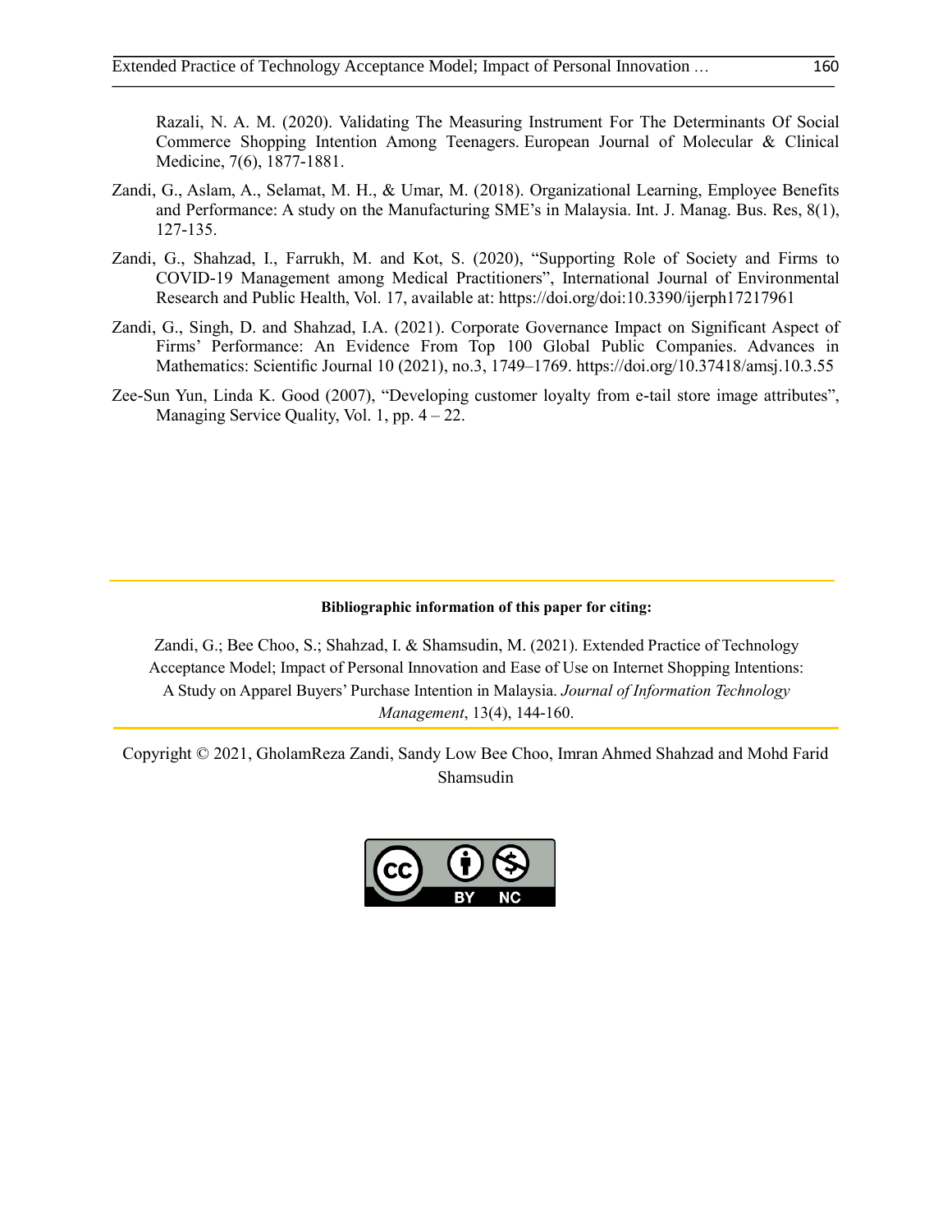Razali, N. A. M. (2020). Validating The Measuring Instrument For The Determinants Of Social Commerce Shopping Intention Among Teenagers. European Journal of Molecular & Clinical Medicine, 7(6), 1877-1881.

Zandi, G., Aslam, A., Selamat, M. H., & Umar, M. (2018). Organizational Learning, Employee Benefits and Performance: A study on the Manufacturing SME's in Malaysia. Int. J. Manag. Bus. Res, 8(1), 127-135.

Zandi, G., Shahzad, I., Farrukh, M. and Kot, S. (2020), "Supporting Role of Society and Firms to COVID-19 Management among Medical Practitioners", International Journal of Environmental Research and Public Health, Vol. 17, available at: https://doi.org/doi:10.3390/ijerph17217961

Zandi, G., Singh, D. and Shahzad, I.A. (2021). Corporate Governance Impact on Significant Aspect of Firms' Performance: An Evidence From Top 100 Global Public Companies. Advances in Mathematics: Scientific Journal 10 (2021), no.3, 1749–1769. https://doi.org/10.37418/amsj.10.3.55

Zee-Sun Yun, Linda K. Good (2007), "Developing customer loyalty from e-tail store image attributes", Managing Service Quality, Vol. 1, pp. 4 – 22.

---

**Bibliographic information of this paper for citing:**

Zandi, G.; Bee Choo, S.; Shahzad, I. & Shamsudin, M. (2021). Extended Practice of Technology Acceptance Model; Impact of Personal Innovation and Ease of Use on Internet Shopping Intentions: A Study on Apparel Buyers' Purchase Intention in Malaysia. *Journal of Information Technology Management*, 13(4), 144-160.

---

Copyright © 2021, GholamReza Zandi, Sandy Low Bee Choo, Imran Ahmed Shahzad and Mohd Farid Shamsudin